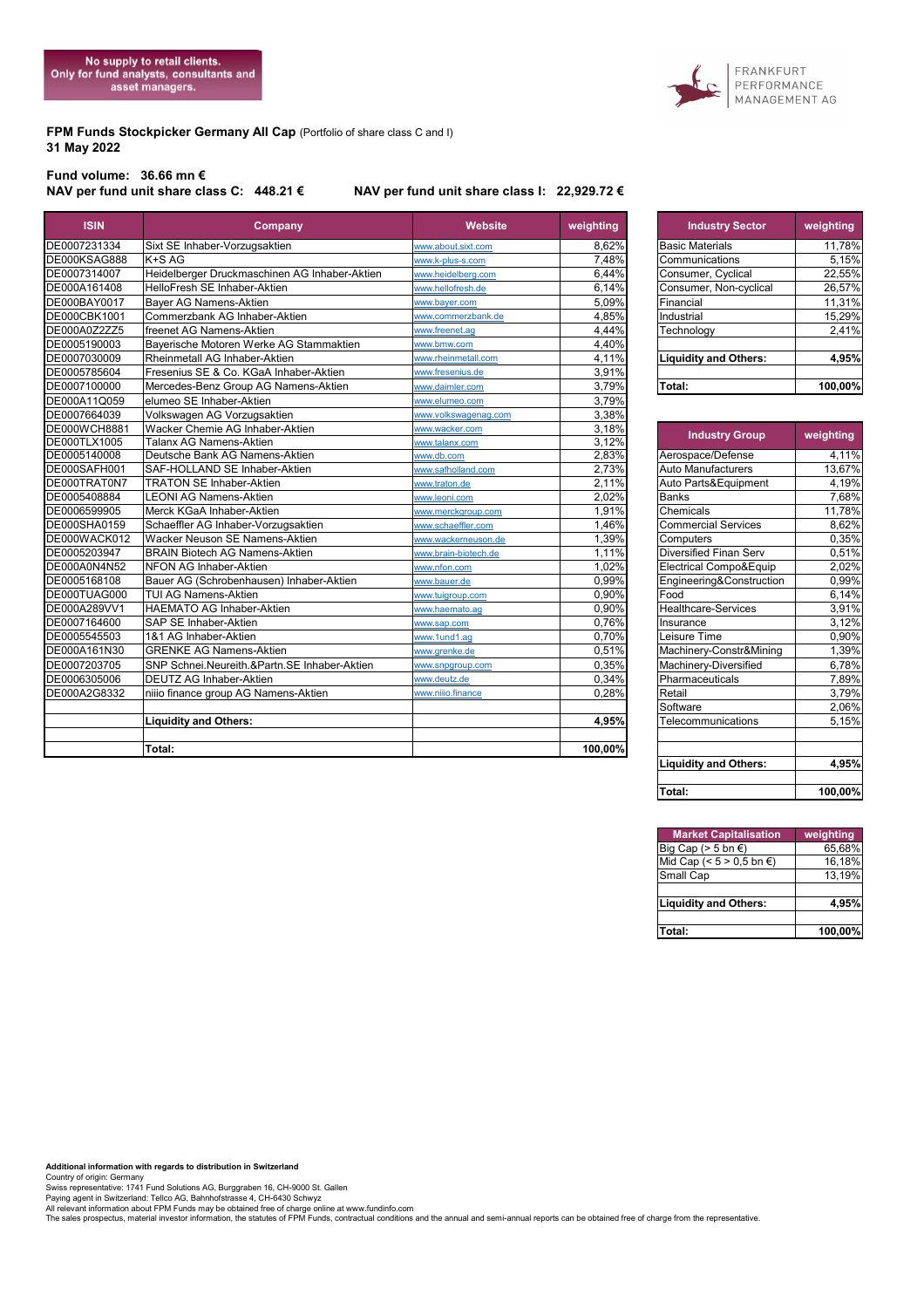No supply to retail clients.
Only for fund analysts, consultants and asset managers.

FRANKFURT PERFORMANCE MANAGEMENT AG

**FPM Funds Stockpicker Germany All Cap** (Portfolio of share class C and I)
**31 May 2022**

**Fund volume: 36.66 mn €**
**NAV per fund unit share class C: 448.21 €** **NAV per fund unit share class I: 22,929.72 €**

| ISIN | Company | Website | weighting |
|---|---|---|---|
| DE0007231334 | Sixt SE Inhaber-Vorzugsaktien | www.about.sixt.com | 8,62% |
| DE000KSAG888 | K+S AG | www.k-plus-s.com | 7,48% |
| DE0007314007 | Heidelberger Druckmaschinen AG Inhaber-Aktien | www.heidelberg.com | 6,44% |
| DE000A161408 | HelloFresh SE Inhaber-Aktien | www.hellofresh.de | 6,14% |
| DE000BAY0017 | Bayer AG Namens-Aktien | www.bayer.com | 5,09% |
| DE000CBK1001 | Commerzbank AG Inhaber-Aktien | www.commerzbank.de | 4,85% |
| DE000A0Z2ZZ5 | freenet AG Namens-Aktien | www.freenet.ag | 4,44% |
| DE0005190003 | Bayerische Motoren Werke AG Stammaktien | www.bmw.com | 4,40% |
| DE0007030009 | Rheinmetall AG Inhaber-Aktien | www.rheinmetall.com | 4,11% |
| DE0005785604 | Fresenius SE & Co. KGaA Inhaber-Aktien | www.fresenius.de | 3,91% |
| DE0007100000 | Mercedes-Benz Group AG Namens-Aktien | www.daimler.com | 3,79% |
| DE000A11Q059 | elumeo SE Inhaber-Aktien | www.elumeo.com | 3,79% |
| DE0007664039 | Volkswagen AG Vorzugsaktien | www.volkswagenag.com | 3,38% |
| DE000WCH8881 | Wacker Chemie AG Inhaber-Aktien | www.wacker.com | 3,18% |
| DE000TLX1005 | Talanx AG Namens-Aktien | www.talanx.com | 3,12% |
| DE0005140008 | Deutsche Bank AG Namens-Aktien | www.db.com | 2,83% |
| DE000SAFH001 | SAF-HOLLAND SE Inhaber-Aktien | www.safholland.com | 2,73% |
| DE000TRAT0N7 | TRATON SE Inhaber-Aktien | www.traton.de | 2,11% |
| DE0005408884 | LEONI AG Namens-Aktien | www.leoni.com | 2,02% |
| DE0006599905 | Merck KGaA Inhaber-Aktien | www.merckgroup.com | 1,91% |
| DE000SHA0159 | Schaeffler AG Inhaber-Vorzugsaktien | www.schaeffler.com | 1,46% |
| DE000WACK012 | Wacker Neuson SE Namens-Aktien | www.wackerneuson.de | 1,39% |
| DE0005203947 | BRAIN Biotech AG Namens-Aktien | www.brain-biotech.de | 1,11% |
| DE000A0N4N52 | NFON AG Inhaber-Aktien | www.nfon.com | 1,02% |
| DE0005168108 | Bauer AG (Schrobenhausen) Inhaber-Aktien | www.bauer.de | 0,99% |
| DE000TUAG000 | TUI AG Namens-Aktien | www.tuigroup.com | 0,90% |
| DE000A289VV1 | HAEMATO AG Inhaber-Aktien | www.haemato.ag | 0,90% |
| DE0007164600 | SAP SE Inhaber-Aktien | www.sap.com | 0,76% |
| DE0005545503 | 1&1 AG Inhaber-Aktien | www.1und1.ag | 0,70% |
| DE000A161N30 | GRENKE AG Namens-Aktien | www.grenke.de | 0,51% |
| DE0007203705 | SNP Schnei.Neureith.&Partn.SE Inhaber-Aktien | www.snpgroup.com | 0,35% |
| DE0006305006 | DEUTZ AG Inhaber-Aktien | www.deutz.de | 0,34% |
| DE000A2G8332 | niiio finance group AG Namens-Aktien | www.niiio.finance | 0,28% |
| | | | |
| | **Liquidity and Others:** | | **4,95%** |
| | | | |
| | **Total:** | | **100,00%** |

| Industry Sector | weighting |
|---|---|
| Basic Materials | 11,78% |
| Communications | 5,15% |
| Consumer, Cyclical | 22,55% |
| Consumer, Non-cyclical | 26,57% |
| Financial | 11,31% |
| Industrial | 15,29% |
| Technology | 2,41% |
| | |
| **Liquidity and Others:** | **4,95%** |
| | |
| **Total:** | **100,00%** |

| Industry Group | weighting |
|---|---|
| Aerospace/Defense | 4,11% |
| Auto Manufacturers | 13,67% |
| Auto Parts&Equipment | 4,19% |
| Banks | 7,68% |
| Chemicals | 11,78% |
| Commercial Services | 8,62% |
| Computers | 0,35% |
| Diversified Finan Serv | 0,51% |
| Electrical Compo&Equip | 2,02% |
| Engineering&Construction | 0,99% |
| Food | 6,14% |
| Healthcare-Services | 3,91% |
| Insurance | 3,12% |
| Leisure Time | 0,90% |
| Machinery-Constr&Mining | 1,39% |
| Machinery-Diversified | 6,78% |
| Pharmaceuticals | 7,89% |
| Retail | 3,79% |
| Software | 2,06% |
| Telecommunications | 5,15% |
| | |
| | |
| **Liquidity and Others:** | **4,95%** |
| | |
| **Total:** | **100,00%** |

| Market Capitalisation | weighting |
|---|---|
| Big Cap (> 5 bn €) | 65,68% |
| Mid Cap (< 5 > 0,5 bn €) | 16,18% |
| Small Cap | 13,19% |
| | |
| **Liquidity and Others:** | **4,95%** |
| | |
| **Total:** | **100,00%** |

**Additional information with regards to distribution in Switzerland**
Country of origin: Germany
Swiss representative: 1741 Fund Solutions AG, Burggraben 16, CH-9000 St. Gallen
Paying agent in Switzerland: Tellco AG, Bahnhofstrasse 4, CH-6430 Schwyz
All relevant information about FPM Funds may be obtained free of charge online at www.fundinfo.com
The sales prospectus, material investor information, the statutes of FPM Funds, contractual conditions and the annual and semi-annual reports can be obtained free of charge from the representative.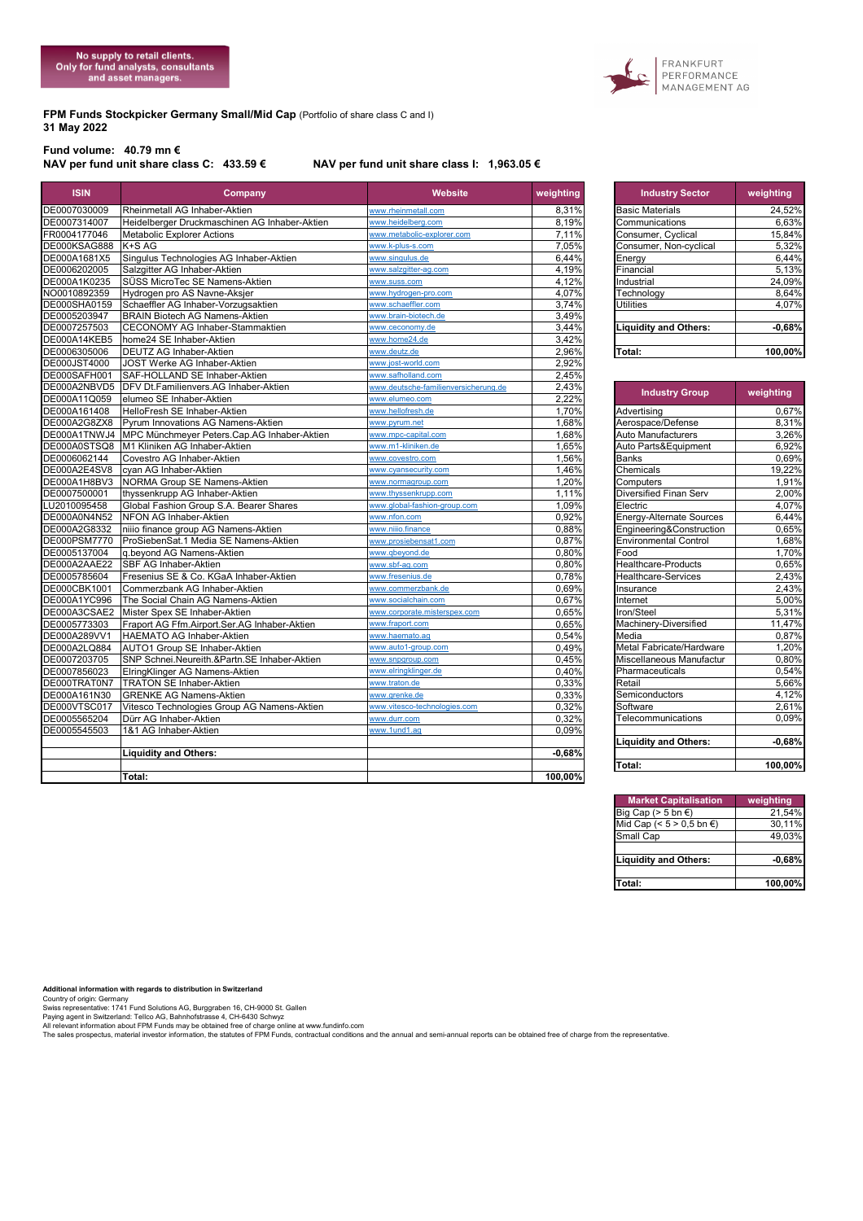No supply to retail clients. Only for fund analysts, consultants and asset managers.

FRANKFURT PERFORMANCE MANAGEMENT AG

**FPM Funds Stockpicker Germany Small/Mid Cap** (Portfolio of share class C and I)
**31 May 2022**

**Fund volume: 40.79 mn €**
**NAV per fund unit share class C: 433.59 €** **NAV per fund unit share class I: 1,963.05 €**

| ISIN | Company | Website | weighting |
|---|---|---|---|
| DE0007030009 | Rheinmetall AG Inhaber-Aktien | www.rheinmetall.com | 8,31% |
| DE0007314007 | Heidelberger Druckmaschinen AG Inhaber-Aktien | www.heidelberg.com | 8,19% |
| FR0004177046 | Metabolic Explorer Actions | www.metabolic-explorer.com | 7,11% |
| DE000KSAG888 | K+S AG | www.k-plus-s.com | 7,05% |
| DE000A1681X5 | Singulus Technologies AG Inhaber-Aktien | www.singulus.de | 6,44% |
| DE0006202005 | Salzgitter AG Inhaber-Aktien | www.salzgitter-ag.com | 4,19% |
| DE000A1K0235 | SÜSS MicroTec SE Namens-Aktien | www.suss.com | 4,12% |
| NO0010892359 | Hydrogen pro AS Navne-Aksjer | www.hydrogen-pro.com | 4,07% |
| DE000SHA0159 | Schaeffler AG Inhaber-Vorzugsaktien | www.schaeffler.com | 3,74% |
| DE0005203947 | BRAIN Biotech AG Namens-Aktien | www.brain-biotech.de | 3,49% |
| DE0007257503 | CECONOMY AG Inhaber-Stammaktien | www.ceconomy.de | 3,44% |
| DE000A14KEB5 | home24 SE Inhaber-Aktien | www.home24.de | 3,42% |
| DE0006305006 | DEUTZ AG Inhaber-Aktien | www.deutz.de | 2,96% |
| DE000JST4000 | JOST Werke AG Inhaber-Aktien | www.jost-world.com | 2,92% |
| DE000SAFH001 | SAF-HOLLAND SE Inhaber-Aktien | www.safholland.com | 2,45% |
| DE000A2NBVD5 | DFV Dt.Familienvers.AG Inhaber-Aktien | www.deutsche-familienversicherung.de | 2,43% |
| DE000A11Q059 | elumeo SE Inhaber-Aktien | www.elumeo.com | 2,22% |
| DE000A161408 | HelloFresh SE Inhaber-Aktien | www.hellofresh.de | 1,70% |
| DE000A2G8ZX8 | Pyrum Innovations AG Namens-Aktien | www.pyrum.net | 1,68% |
| DE000A1TNWJ4 | MPC Münchmeyer Peters.Cap.AG Inhaber-Aktien | www.mpc-capital.com | 1,68% |
| DE000A0STSQ8 | M1 Kliniken AG Inhaber-Aktien | www.m1-kliniken.de | 1,65% |
| DE0006062144 | Covestro AG Inhaber-Aktien | www.covestro.com | 1,56% |
| DE000A2E4SV8 | cyan AG Inhaber-Aktien | www.cyansecurity.com | 1,46% |
| DE000A1H8BV3 | NORMA Group SE Namens-Aktien | www.normagroup.com | 1,20% |
| DE0007500001 | thyssenkrupp AG Inhaber-Aktien | www.thyssenkrupp.com | 1,11% |
| LU2010095458 | Global Fashion Group S.A. Bearer Shares | www.global-fashion-group.com | 1,09% |
| DE000A0N4N52 | NFON AG Inhaber-Aktien | www.nfon.com | 0,92% |
| DE000A2G8332 | niiio finance group AG Namens-Aktien | www.niiio.finance | 0,88% |
| DE000PSM7770 | ProSiebenSat.1 Media SE Namens-Aktien | www.prosiebensat1.com | 0,87% |
| DE0005137004 | q.beyond AG Namens-Aktien | www.qbeyond.de | 0,80% |
| DE000A2AAE22 | SBF AG Inhaber-Aktien | www.sbf-ag.com | 0,80% |
| DE0005785604 | Fresenius SE & Co. KGaA Inhaber-Aktien | www.fresenius.de | 0,78% |
| DE000CBK1001 | Commerzbank AG Inhaber-Aktien | www.commerzbank.de | 0,69% |
| DE000A1YC996 | The Social Chain AG Inhaber-Aktien | www.socialchain.com | 0,67% |
| DE000A3CSAE2 | Mister Spex SE Inhaber-Aktien | www.corporate.misterspex.com | 0,65% |
| DE0005773303 | Fraport AG Ffm.Airport.Ser.AG Inhaber-Aktien | www.fraport.com | 0,65% |
| DE000A289VV1 | HAEMATO AG Inhaber-Aktien | www.haemato.ag | 0,54% |
| DE000A2LQ884 | AUTO1 Group SE Inhaber-Aktien | www.auto1-group.com | 0,49% |
| DE0007203705 | SNP Schnei.Neureith.&Partn.SE Inhaber-Aktien | www.snpgroup.com | 0,45% |
| DE0007856023 | ElringKlinger AG Namens-Aktien | www.elringklinger.de | 0,40% |
| DE000TRAT0N7 | TRATON SE Inhaber-Aktien | www.traton.de | 0,33% |
| DE000A161N30 | GRENKE AG Namens-Aktien | www.grenke.de | 0,33% |
| DE000VTSC017 | Vitesco Technologies Group AG Namens-Aktien | www.vitesco-technologies.com | 0,32% |
| DE0005565204 | Dürr AG Inhaber-Aktien | www.durr.com | 0,32% |
| DE0005545503 | 1&1 AG Inhaber-Aktien | www.1und1.ag | 0,09% |
| | **Liquidity and Others:** | | **-0,68%** |
| | **Total:** | | **100,00%** |

| Industry Sector | weighting |
|---|---|
| Basic Materials | 24,52% |
| Communications | 6,63% |
| Consumer, Cyclical | 15,84% |
| Consumer, Non-cyclical | 5,32% |
| Energy | 6,44% |
| Financial | 5,13% |
| Industrial | 24,09% |
| Technology | 8,64% |
| Utilities | 4,07% |
| **Liquidity and Others:** | **-0,68%** |
| **Total:** | **100,00%** |

| Industry Group | weighting |
|---|---|
| Advertising | 0,67% |
| Aerospace/Defense | 8,31% |
| Auto Manufacturers | 3,26% |
| Auto Parts&Equipment | 6,92% |
| Banks | 0,69% |
| Chemicals | 19,22% |
| Computers | 1,91% |
| Diversified Finan Serv | 2,00% |
| Electric | 4,07% |
| Energy-Alternate Sources | 6,44% |
| Engineering&Construction | 0,65% |
| Environmental Control | 1,68% |
| Food | 1,70% |
| Healthcare-Products | 0,65% |
| Healthcare-Services | 2,43% |
| Insurance | 2,43% |
| Internet | 5,00% |
| Iron/Steel | 5,31% |
| Machinery-Diversified | 11,47% |
| Media | 0,87% |
| Metal Fabricate/Hardware | 1,20% |
| Miscellaneous Manufactur | 0,80% |
| Pharmaceuticals | 0,54% |
| Retail | 5,66% |
| Semiconductors | 4,12% |
| Software | 2,61% |
| Telecommunications | 0,09% |
| **Liquidity and Others:** | **-0,68%** |
| **Total:** | **100,00%** |

| Market Capitalisation | weighting |
|---|---|
| Big Cap (> 5 bn €) | 21,54% |
| Mid Cap (< 5 > 0,5 bn €) | 30,11% |
| Small Cap | 49,03% |
| **Liquidity and Others:** | **-0,68%** |
| **Total:** | **100,00%** |

**Additional information with regards to distribution in Switzerland**

Country of origin: Germany
Swiss representative: 1741 Fund Solutions AG, Burggraben 16, CH-9000 St. Gallen
Paying agent in Switzerland: Tellco AG, Bahnhofstrasse 4, CH-6430 Schwyz
All relevant information about FPM Funds may be obtained free of charge online at www.fundinfo.com
The sales prospectus, material investor information, the statutes of FPM Funds, contractual conditions and the annual and semi-annual reports can be obtained free of charge from the representative.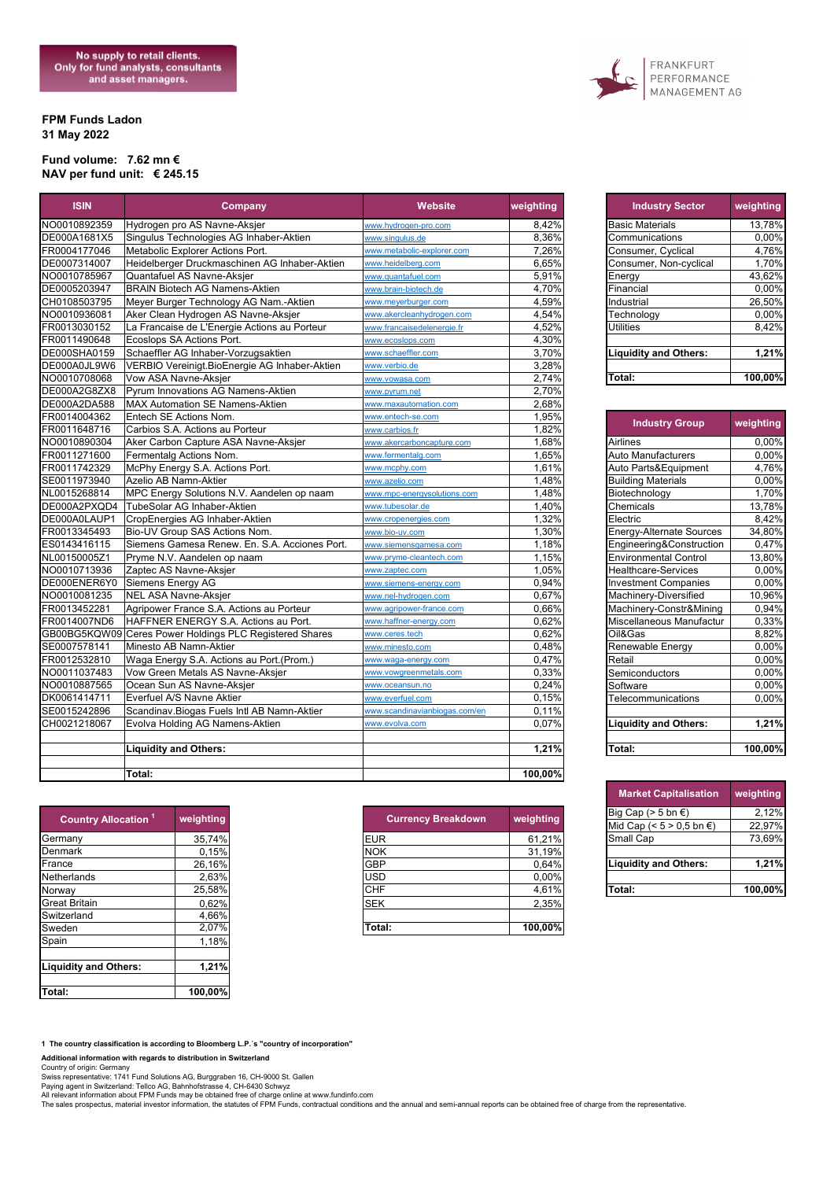**No supply to retail clients. Only for fund analysts, consultants and asset managers.**

FRANKFURT PERFORMANCE MANAGEMENT AG

**FPM Funds Ladon**
**31 May 2022**

**Fund volume: 7.62 mn €**
**NAV per fund unit: € 245.15**

| ISIN | Company | Website | weighting |
|---|---|---|---|
| NO0010892359 | Hydrogen pro AS Navne-Aksjer | www.hydrogen-pro.com | 8,42% |
| DE000A1681X5 | Singulus Technologies AG Inhaber-Aktien | www.singulus.de | 8,36% |
| FR0004177046 | Metabolic Explorer Actions Port. | www.metabolic-explorer.com | 7,26% |
| DE0007314007 | Heidelberger Druckmaschinen AG Inhaber-Aktien | www.heidelberg.com | 6,65% |
| NO0010785967 | Quantafuel AS Navne-Aksjer | www.quantafuel.com | 5,91% |
| DE0005203947 | BRAIN Biotech AG Namens-Aktien | www.brain-biotech.de | 4,70% |
| CH0108503795 | Meyer Burger Technology AG Nam.-Aktien | www.meyerburger.com | 4,59% |
| NO0010936081 | Aker Clean Hydrogen AS Navne-Aksjer | www.akercleanhydrogen.com | 4,54% |
| FR0013030152 | La Francaise de L'Energie Actions au Porteur | www.francaisedelenergie.fr | 4,52% |
| FR0011490648 | Ecoslops SA Actions Port. | www.ecoslops.com | 4,30% |
| DE000SHA0159 | Schaeffler AG Inhaber-Vorzugsaktien | www.schaeffler.com | 3,70% |
| DE000A0JL9W6 | VERBIO Vereinigt.BioEnergie AG Inhaber-Aktien | www.verbio.de | 3,28% |
| NO0010708068 | Vow ASA Navne-Aksjer | www.vowasa.com | 2,74% |
| DE000A2G8ZX8 | Pyrum Innovations AG Namens-Aktien | www.pyrum.net | 2,70% |
| DE000A2DA588 | MAX Automation SE Namens-Aktien | www.maxautomation.com | 2,68% |
| FR0014004362 | Entech SE Actions Nom. | www.entech-se.com | 1,95% |
| FR0011648716 | Carbios S.A. Actions au Porteur | www.carbios.fr | 1,82% |
| NO0010890304 | Aker Carbon Capture ASA Navne-Aksjer | www.akercarboncapture.com | 1,68% |
| FR0011271600 | Fermentalg Actions Nom. | www.fermentalg.com | 1,65% |
| FR0011742329 | McPhy Energy S.A. Actions Port. | www.mcphy.com | 1,61% |
| SE0011973940 | Azelio AB Namn-Aktier | www.azelio.com | 1,48% |
| NL0015268814 | MPC Energy Solutions N.V. Aandelen op naam | www.mpc-energysolutions.com | 1,48% |
| DE000A2PXQD4 | TubeSolar AG Inhaber-Aktien | www.tubesolar.de | 1,40% |
| DE000A0LAUP1 | CropEnergies AG Inhaber-Aktien | www.cropenergies.com | 1,32% |
| FR0013345493 | Bio-UV Group SAS Actions Nom. | www.bio-uv.com | 1,30% |
| ES0143416115 | Siemens Gamesa Renew. En. S.A. Acciones Port. | www.siemensgamesa.com | 1,18% |
| NL00150005Z1 | Pryme N.V. Aandelen op naam | www.pryme-cleantech.com | 1,15% |
| NO0010713936 | Zaptec AS Navne-Aksjer | www.zaptec.com | 1,05% |
| DE000ENER6Y0 | Siemens Energy AG | www.siemens-energy.com | 0,94% |
| NO0010081235 | NEL ASA Navne-Aksjer | www.nel-hydrogen.com | 0,67% |
| FR0013452281 | Agripower France S.A. Actions au Porteur | www.agripower-france.com | 0,66% |
| FR0014007ND6 | HAFFNER ENERGY S.A. Actions au Port. | www.haffner-energy.com | 0,62% |
| GB00BG5KQW09 | Ceres Power Holdings PLC Registered Shares | www.ceres.tech | 0,62% |
| SE0007578141 | Minesto AB Namn-Aktier | www.minesto.com | 0,48% |
| FR0012532810 | Waga Energy S.A. Actions au Port.(Prom.) | www.waga-energy.com | 0,47% |
| NO0011037483 | Vow Green Metals AS Navne-Aksjer | www.vowgreenmetals.com | 0,33% |
| NO0010887565 | Ocean Sun AS Navne-Aksjer | www.oceansun.no | 0,24% |
| DK0061414711 | Everfuel A/S Navne Aktier | www.everfuel.com | 0,15% |
| SE0015242896 | Scandinav.Biogas Fuels Intl AB Namn-Aktier | www.scandinavianbiogas.com/en | 0,11% |
| CH0021218067 | Evolva Holding AG Namens-Aktien | www.evolva.com | 0,07% |
| | | | |
| | **Liquidity and Others:** | | **1,21%** |
| | | | |
| | **Total:** | | **100,00%** |

| Industry Sector | weighting |
|---|---|
| Basic Materials | 13,78% |
| Communications | 0,00% |
| Consumer, Cyclical | 4,76% |
| Consumer, Non-cyclical | 1,70% |
| Energy | 43,62% |
| Financial | 0,00% |
| Industrial | 26,50% |
| Technology | 0,00% |
| Utilities | 8,42% |
| | |
| **Liquidity and Others:** | **1,21%** |
| | |
| **Total:** | **100,00%** |

| Industry Group | weighting |
|---|---|
| Airlines | 0,00% |
| Auto Manufacturers | 0,00% |
| Auto Parts&Equipment | 4,76% |
| Building Materials | 0,00% |
| Biotechnology | 1,70% |
| Chemicals | 13,78% |
| Electric | 8,42% |
| Energy-Alternate Sources | 34,80% |
| Engineering&Construction | 0,47% |
| Environmental Control | 13,80% |
| Healthcare-Services | 0,00% |
| Investment Companies | 0,00% |
| Machinery-Diversified | 10,96% |
| Machinery-Constr&Mining | 0,94% |
| Miscellaneous Manufactur | 0,33% |
| Oil&Gas | 8,82% |
| Renewable Energy | 0,00% |
| Retail | 0,00% |
| Semiconductors | 0,00% |
| Software | 0,00% |
| Telecommunications | 0,00% |
| | |
| **Liquidity and Others:** | **1,21%** |
| | |
| **Total:** | **100,00%** |

| Market Capitalisation | weighting |
|---|---|
| Big Cap (> 5 bn €) | 2,12% |
| Mid Cap (< 5 > 0,5 bn €) | 22,97% |
| Small Cap | 73,69% |
| | |
| **Liquidity and Others:** | **1,21%** |
| | |
| **Total:** | **100,00%** |

| Country Allocation [1] | weighting |
|---|---|
| Germany | 35,74% |
| Denmark | 0,15% |
| France | 26,16% |
| Netherlands | 2,63% |
| Norway | 25,58% |
| Great Britain | 0,62% |
| Switzerland | 4,66% |
| Sweden | 2,07% |
| Spain | 1,18% |
| | |
| **Liquidity and Others:** | **1,21%** |
| | |
| **Total:** | **100,00%** |

| Currency Breakdown | weighting |
|---|---|
| EUR | 61,21% |
| NOK | 31,19% |
| GBP | 0,64% |
| USD | 0,00% |
| CHF | 4,61% |
| SEK | 2,35% |
| | |
| **Total:** | **100,00%** |

**1 The country classification is according to Bloomberg L.P.´s "country of incorporation"**

**Additional information with regards to distribution in Switzerland**
Country of origin: Germany
Swiss representative: 1741 Fund Solutions AG, Burggraben 16, CH-9000 St. Gallen
Paying agent in Switzerland: Tellco AG, Bahnhofstrasse 4, CH-6430 Schwyz
All relevant information about FPM Funds may be obtained free of charge online at www.fundinfo.com
The sales prospectus, material investor information, the statutes of FPM Funds, contractual conditions and the annual and semi-annual reports can be obtained free of charge from the representative.